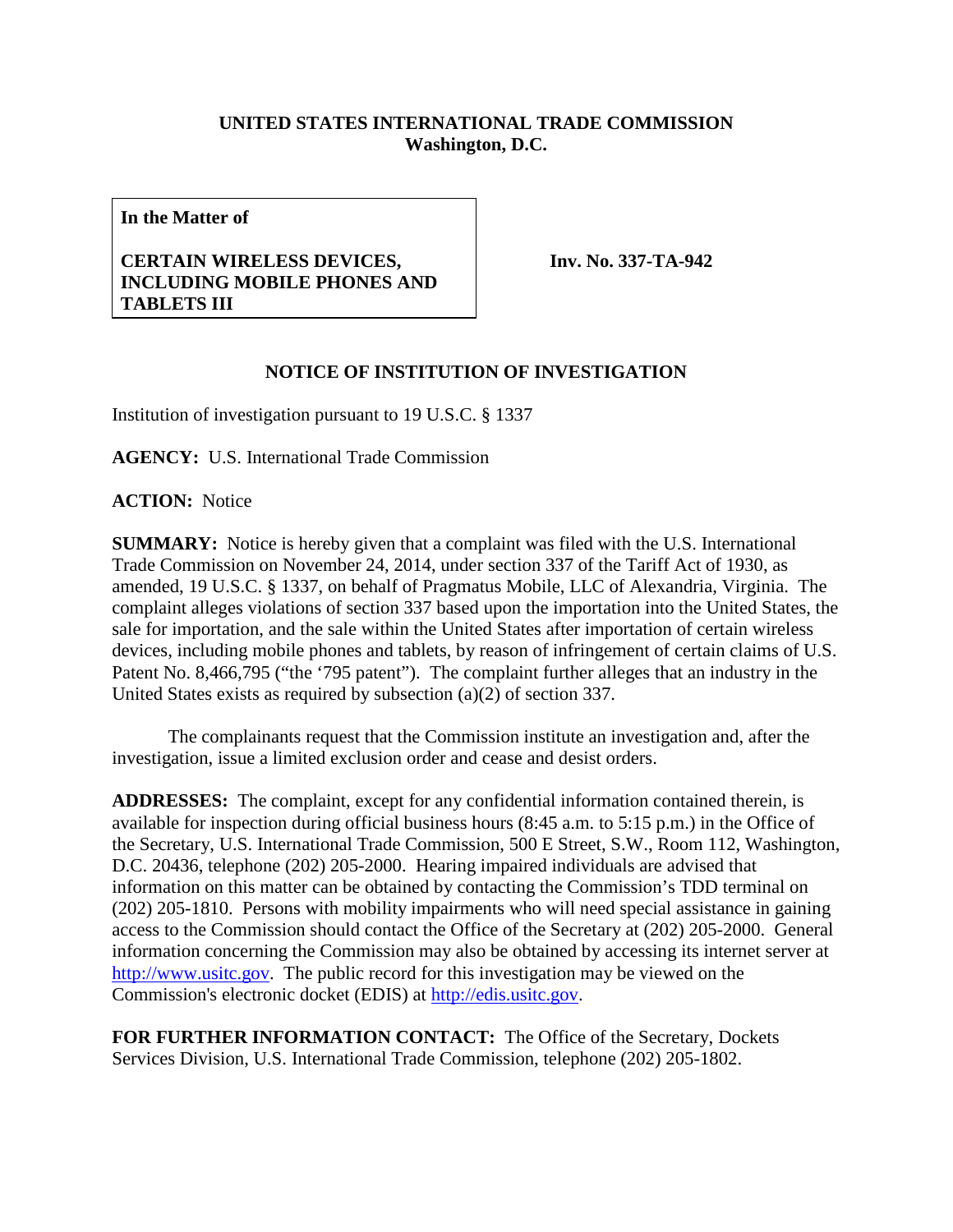**UNITED STATES INTERNATIONAL TRADE COMMISSION**
**Washington, D.C.**

| | |
|---|---|
| **In the Matter of**<br><br>**CERTAIN WIRELESS DEVICES, INCLUDING MOBILE PHONES AND TABLETS III** | **Inv. No. 337-TA-942** |

**NOTICE OF INSTITUTION OF INVESTIGATION**

Institution of investigation pursuant to 19 U.S.C. § 1337

**AGENCY:** U.S. International Trade Commission

**ACTION:** Notice

**SUMMARY:** Notice is hereby given that a complaint was filed with the U.S. International Trade Commission on November 24, 2014, under section 337 of the Tariff Act of 1930, as amended, 19 U.S.C. § 1337, on behalf of Pragmatus Mobile, LLC of Alexandria, Virginia. The complaint alleges violations of section 337 based upon the importation into the United States, the sale for importation, and the sale within the United States after importation of certain wireless devices, including mobile phones and tablets, by reason of infringement of certain claims of U.S. Patent No. 8,466,795 ("the '795 patent"). The complaint further alleges that an industry in the United States exists as required by subsection (a)(2) of section 337.

The complainants request that the Commission institute an investigation and, after the investigation, issue a limited exclusion order and cease and desist orders.

**ADDRESSES:** The complaint, except for any confidential information contained therein, is available for inspection during official business hours (8:45 a.m. to 5:15 p.m.) in the Office of the Secretary, U.S. International Trade Commission, 500 E Street, S.W., Room 112, Washington, D.C. 20436, telephone (202) 205-2000. Hearing impaired individuals are advised that information on this matter can be obtained by contacting the Commission's TDD terminal on (202) 205-1810. Persons with mobility impairments who will need special assistance in gaining access to the Commission should contact the Office of the Secretary at (202) 205-2000. General information concerning the Commission may also be obtained by accessing its internet server at http://www.usitc.gov. The public record for this investigation may be viewed on the Commission's electronic docket (EDIS) at http://edis.usitc.gov.

**FOR FURTHER INFORMATION CONTACT:** The Office of the Secretary, Dockets Services Division, U.S. International Trade Commission, telephone (202) 205-1802.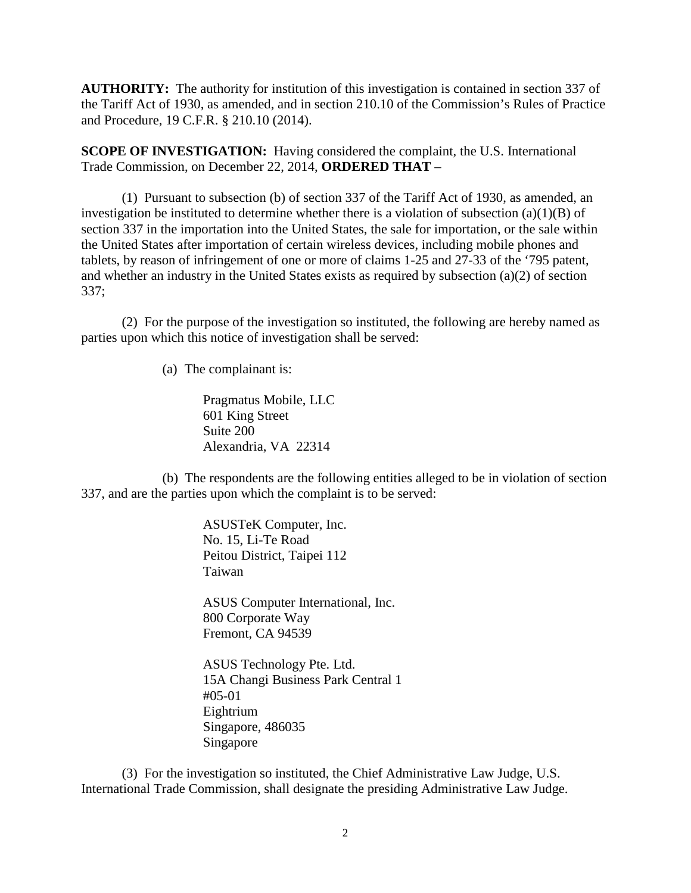**AUTHORITY:** The authority for institution of this investigation is contained in section 337 of the Tariff Act of 1930, as amended, and in section 210.10 of the Commission's Rules of Practice and Procedure, 19 C.F.R. § 210.10 (2014).

**SCOPE OF INVESTIGATION:** Having considered the complaint, the U.S. International Trade Commission, on December 22, 2014, **ORDERED THAT** –

(1) Pursuant to subsection (b) of section 337 of the Tariff Act of 1930, as amended, an investigation be instituted to determine whether there is a violation of subsection (a)(1)(B) of section 337 in the importation into the United States, the sale for importation, or the sale within the United States after importation of certain wireless devices, including mobile phones and tablets, by reason of infringement of one or more of claims 1-25 and 27-33 of the '795 patent, and whether an industry in the United States exists as required by subsection (a)(2) of section 337;

(2) For the purpose of the investigation so instituted, the following are hereby named as parties upon which this notice of investigation shall be served:

(a) The complainant is:

Pragmatus Mobile, LLC
601 King Street
Suite 200
Alexandria, VA 22314

(b) The respondents are the following entities alleged to be in violation of section 337, and are the parties upon which the complaint is to be served:

ASUSTeK Computer, Inc.
No. 15, Li-Te Road
Peitou District, Taipei 112
Taiwan

ASUS Computer International, Inc.
800 Corporate Way
Fremont, CA 94539

ASUS Technology Pte. Ltd.
15A Changi Business Park Central 1
#05-01
Eightrium
Singapore, 486035
Singapore

(3) For the investigation so instituted, the Chief Administrative Law Judge, U.S. International Trade Commission, shall designate the presiding Administrative Law Judge.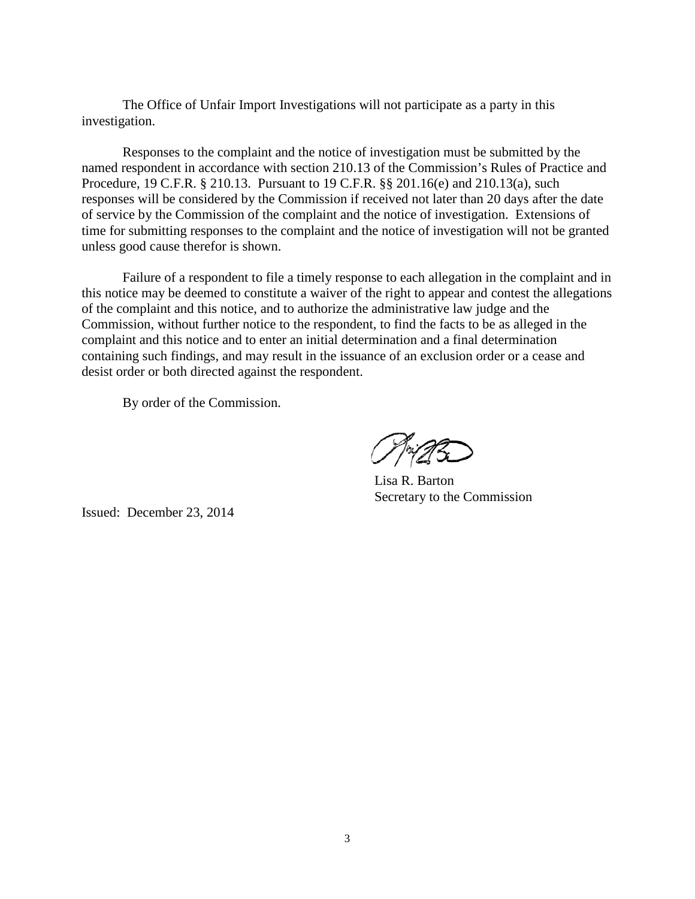The Office of Unfair Import Investigations will not participate as a party in this investigation.

Responses to the complaint and the notice of investigation must be submitted by the named respondent in accordance with section 210.13 of the Commission's Rules of Practice and Procedure, 19 C.F.R. § 210.13. Pursuant to 19 C.F.R. §§ 201.16(e) and 210.13(a), such responses will be considered by the Commission if received not later than 20 days after the date of service by the Commission of the complaint and the notice of investigation. Extensions of time for submitting responses to the complaint and the notice of investigation will not be granted unless good cause therefor is shown.

Failure of a respondent to file a timely response to each allegation in the complaint and in this notice may be deemed to constitute a waiver of the right to appear and contest the allegations of the complaint and this notice, and to authorize the administrative law judge and the Commission, without further notice to the respondent, to find the facts to be as alleged in the complaint and this notice and to enter an initial determination and a final determination containing such findings, and may result in the issuance of an exclusion order or a cease and desist order or both directed against the respondent.

By order of the Commission.

Lisa R. Barton
Secretary to the Commission

Issued: December 23, 2014